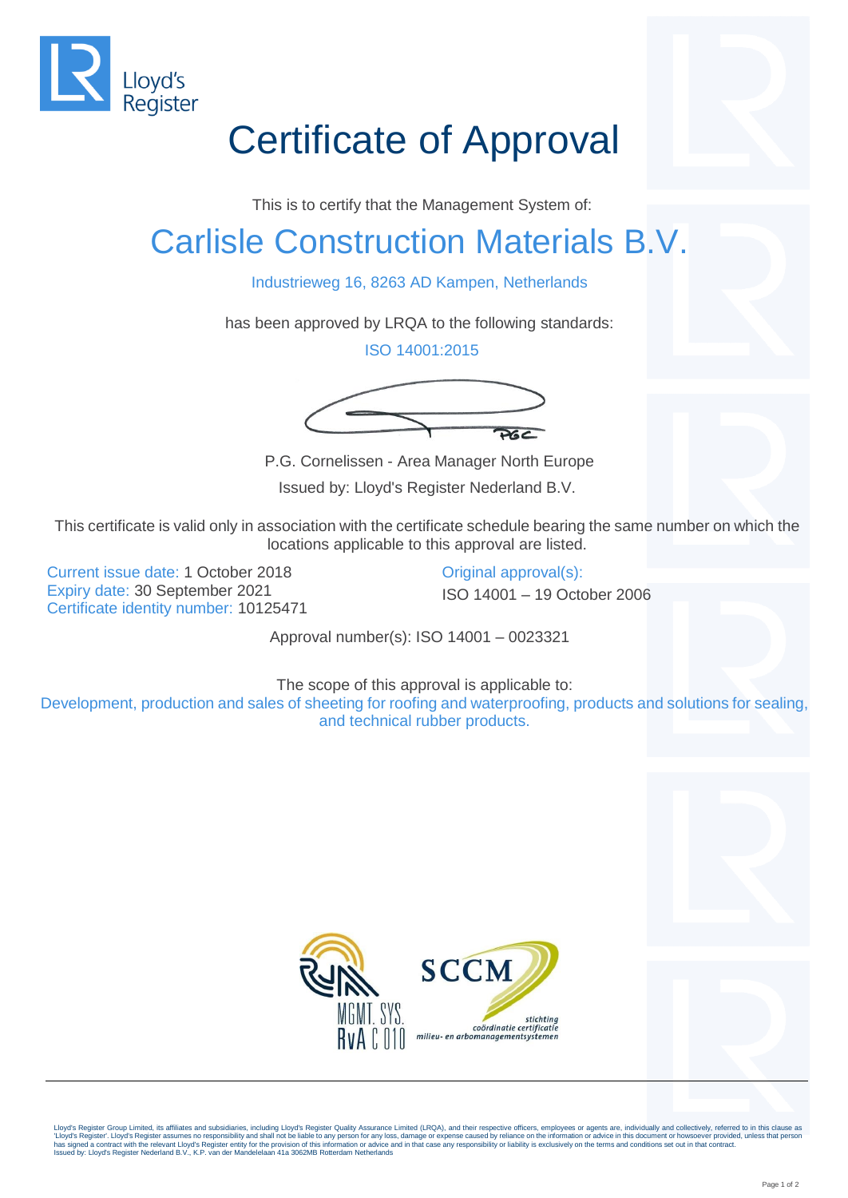Lloyd's Register

# Certificate of Approval

This is to certify that the Management System of:

## Carlisle Construction Materials B.V.

Industrieweg 16, 8263 AD Kampen, Netherlands

has been approved by LRQA to the following standards:

ISO 14001:2015

P.G. Cornelissen - Area Manager North Europe

Issued by: Lloyd's Register Nederland B.V.

This certificate is valid only in association with the certificate schedule bearing the same number on which the locations applicable to this approval are listed.

Current issue date: 1 October 2018
Expiry date: 30 September 2021
Certificate identity number: 10125471

Original approval(s):
ISO 14001 – 19 October 2006

Approval number(s): ISO 14001 – 0023321

The scope of this approval is applicable to:
Development, production and sales of sheeting for roofing and waterproofing, products and solutions for sealing, and technical rubber products.

MGMT. SYS.
RvA C 010

SCCM
stichting
coördinatie certificatie
milieu- en arbomanagementsystemen

Lloyd's Register Group Limited, its affiliates and subsidiaries, including Lloyd's Register Quality Assurance Limited (LRQA), and their respective officers, employees or agents are, individually and collectively, referred to in this clause as 'Lloyd's Register'. Lloyd's Register assumes no responsibility and shall not be liable to any person for any loss, damage or expense caused by reliance on the information or advice in this document or howsoever provided, unless that person has signed a contract with the relevant Lloyd's Register entity for the provision of this information or advice and in that case any responsibility or liability is exclusively on the terms and conditions set out in that contract.
Issued by: Lloyd's Register Nederland B.V., K.P. van der Mandelelaan 41a 3062MB Rotterdam Netherlands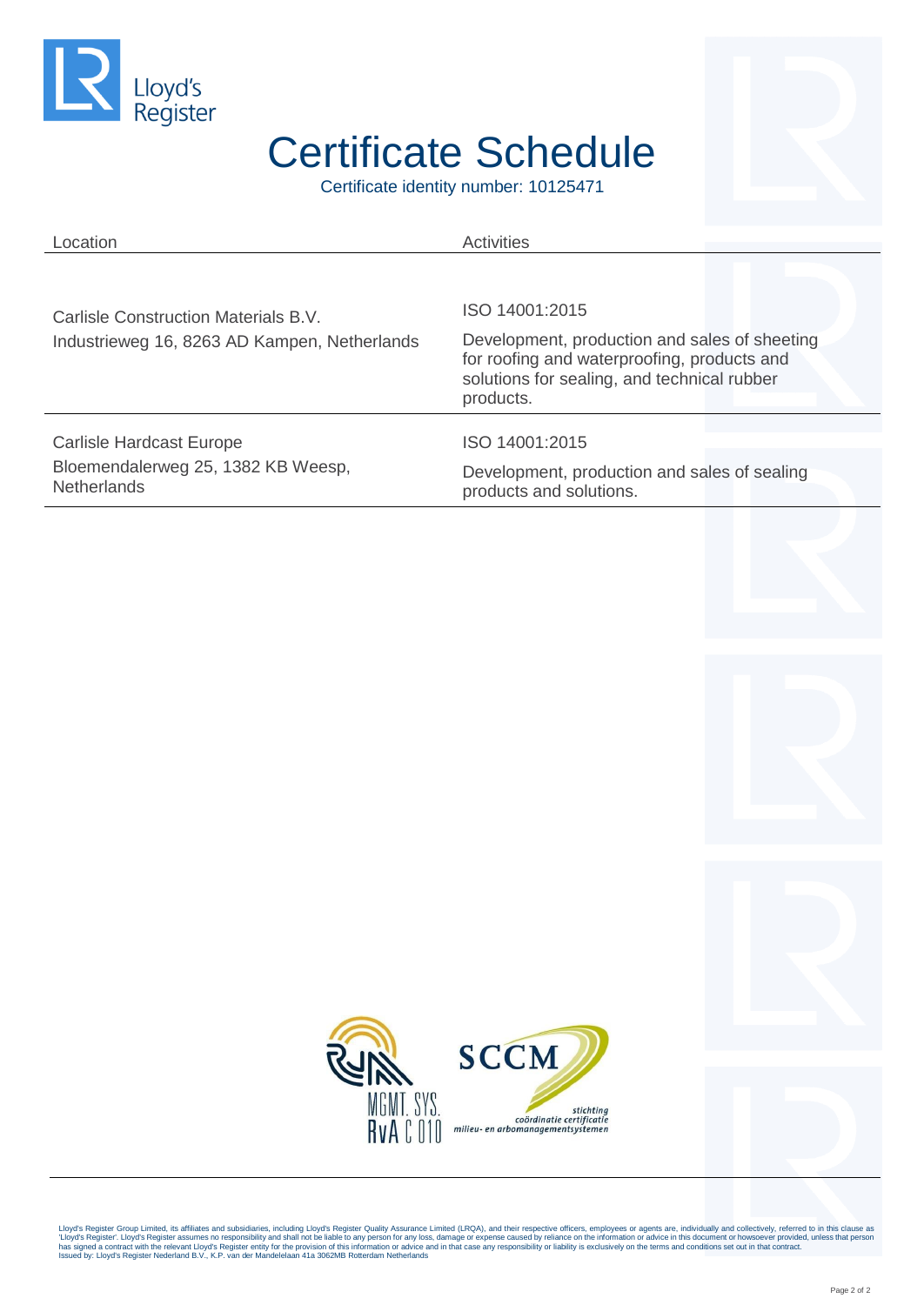# Certificate Schedule

Certificate identity number: 10125471

| Location | Activities |
| --- | --- |
| Carlisle Construction Materials B.V.<br>Industrieweg 16, 8263 AD Kampen, Netherlands | ISO 14001:2015<br>Development, production and sales of sheeting for roofing and waterproofing, products and solutions for sealing, and technical rubber products. |
| Carlisle Hardcast Europe<br>Bloemendalerweg 25, 1382 KB Weesp, Netherlands | ISO 14001:2015<br>Development, production and sales of sealing products and solutions. |

MGMT. SYS.
RvA C 010

SCCM
stichting coördinatie certificatie milieu- en arbomanagementsystemen

Lloyd's Register Group Limited, its affiliates and subsidiaries, including Lloyd's Register Quality Assurance Limited (LRQA), and their respective officers, employees or agents are, individually and collectively, referred to in this clause as 'Lloyd's Register'. Lloyd's Register assumes no responsibility and shall not be liable to any person for any loss, damage or expense caused by reliance on the information or advice in this document or howsoever provided, unless that person has signed a contract with the relevant Lloyd's Register entity for the provision of this information or advice and in that case any responsibility or liability is exclusively on the terms and conditions set out in that contract.
Issued by: Lloyd's Register Nederland B.V., K.P. van der Mandelelaan 41a 3062MB Rotterdam Netherlands